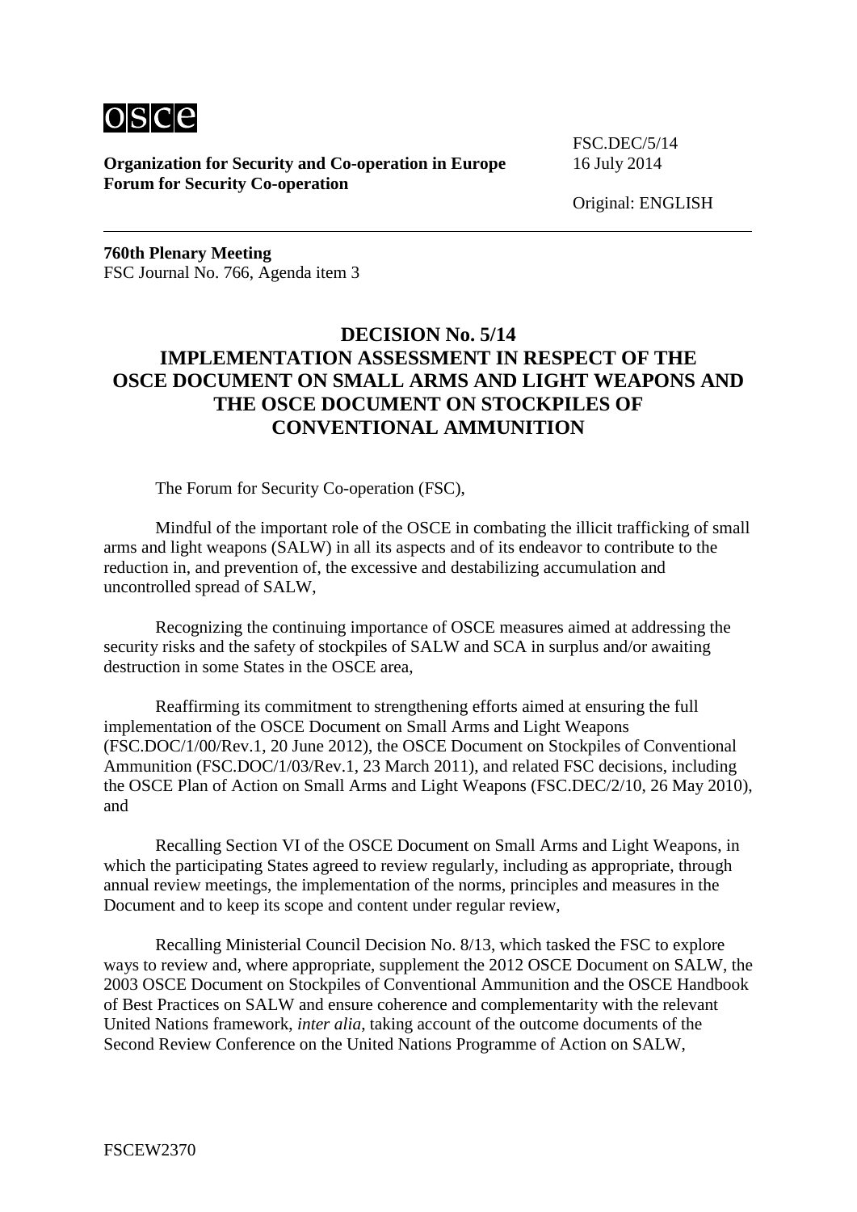**Organization for Security and Co-operation in Europe**
**Forum for Security Co-operation**

FSC.DEC/5/14
16 July 2014

Original: ENGLISH

**760th Plenary Meeting**
FSC Journal No. 766, Agenda item 3

# DECISION No. 5/14
# IMPLEMENTATION ASSESSMENT IN RESPECT OF THE OSCE DOCUMENT ON SMALL ARMS AND LIGHT WEAPONS AND THE OSCE DOCUMENT ON STOCKPILES OF CONVENTIONAL AMMUNITION

The Forum for Security Co-operation (FSC),

Mindful of the important role of the OSCE in combating the illicit trafficking of small arms and light weapons (SALW) in all its aspects and of its endeavor to contribute to the reduction in, and prevention of, the excessive and destabilizing accumulation and uncontrolled spread of SALW,

Recognizing the continuing importance of OSCE measures aimed at addressing the security risks and the safety of stockpiles of SALW and SCA in surplus and/or awaiting destruction in some States in the OSCE area,

Reaffirming its commitment to strengthening efforts aimed at ensuring the full implementation of the OSCE Document on Small Arms and Light Weapons (FSC.DOC/1/00/Rev.1, 20 June 2012), the OSCE Document on Stockpiles of Conventional Ammunition (FSC.DOC/1/03/Rev.1, 23 March 2011), and related FSC decisions, including the OSCE Plan of Action on Small Arms and Light Weapons (FSC.DEC/2/10, 26 May 2010), and

Recalling Section VI of the OSCE Document on Small Arms and Light Weapons, in which the participating States agreed to review regularly, including as appropriate, through annual review meetings, the implementation of the norms, principles and measures in the Document and to keep its scope and content under regular review,

Recalling Ministerial Council Decision No. 8/13, which tasked the FSC to explore ways to review and, where appropriate, supplement the 2012 OSCE Document on SALW, the 2003 OSCE Document on Stockpiles of Conventional Ammunition and the OSCE Handbook of Best Practices on SALW and ensure coherence and complementarity with the relevant United Nations framework, *inter alia*, taking account of the outcome documents of the Second Review Conference on the United Nations Programme of Action on SALW,

FSCEW2370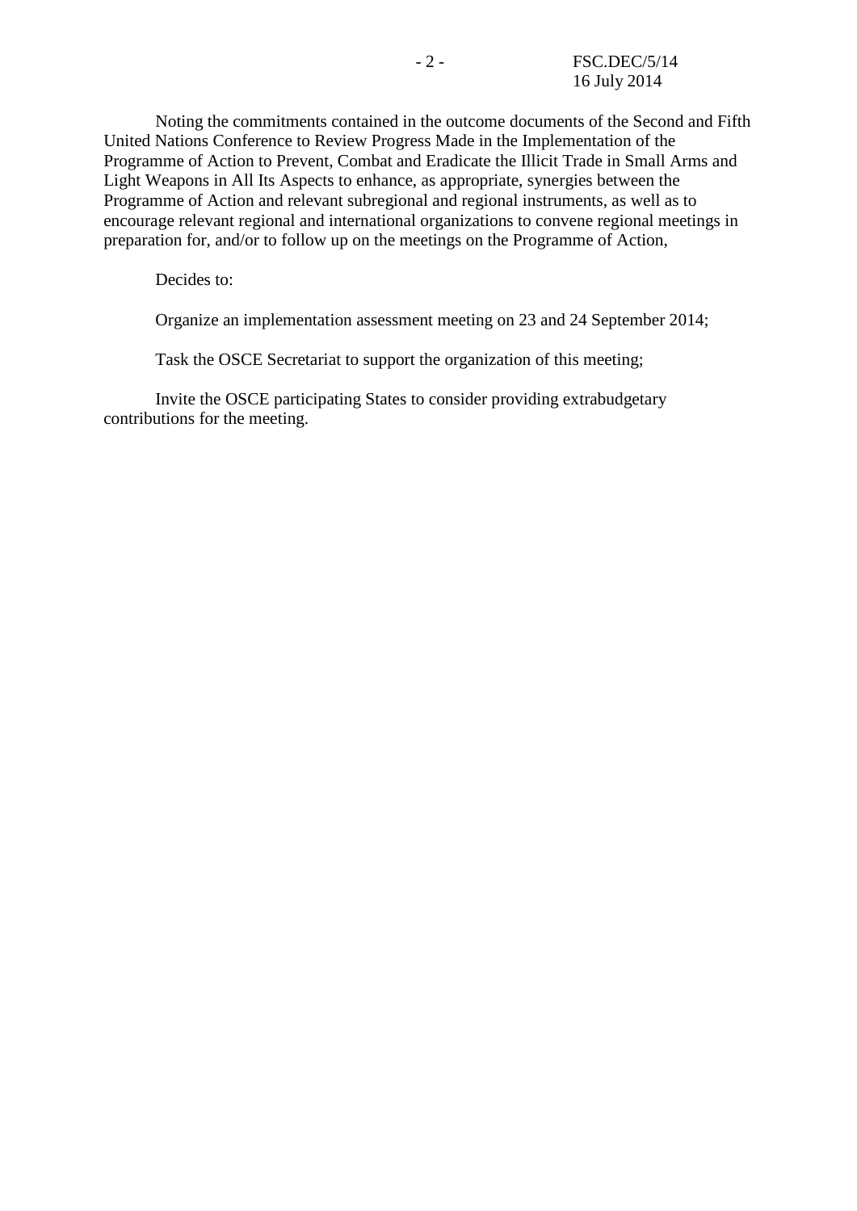Noting the commitments contained in the outcome documents of the Second and Fifth United Nations Conference to Review Progress Made in the Implementation of the Programme of Action to Prevent, Combat and Eradicate the Illicit Trade in Small Arms and Light Weapons in All Its Aspects to enhance, as appropriate, synergies between the Programme of Action and relevant subregional and regional instruments, as well as to encourage relevant regional and international organizations to convene regional meetings in preparation for, and/or to follow up on the meetings on the Programme of Action,

Decides to:

Organize an implementation assessment meeting on 23 and 24 September 2014;

Task the OSCE Secretariat to support the organization of this meeting;

Invite the OSCE participating States to consider providing extrabudgetary contributions for the meeting.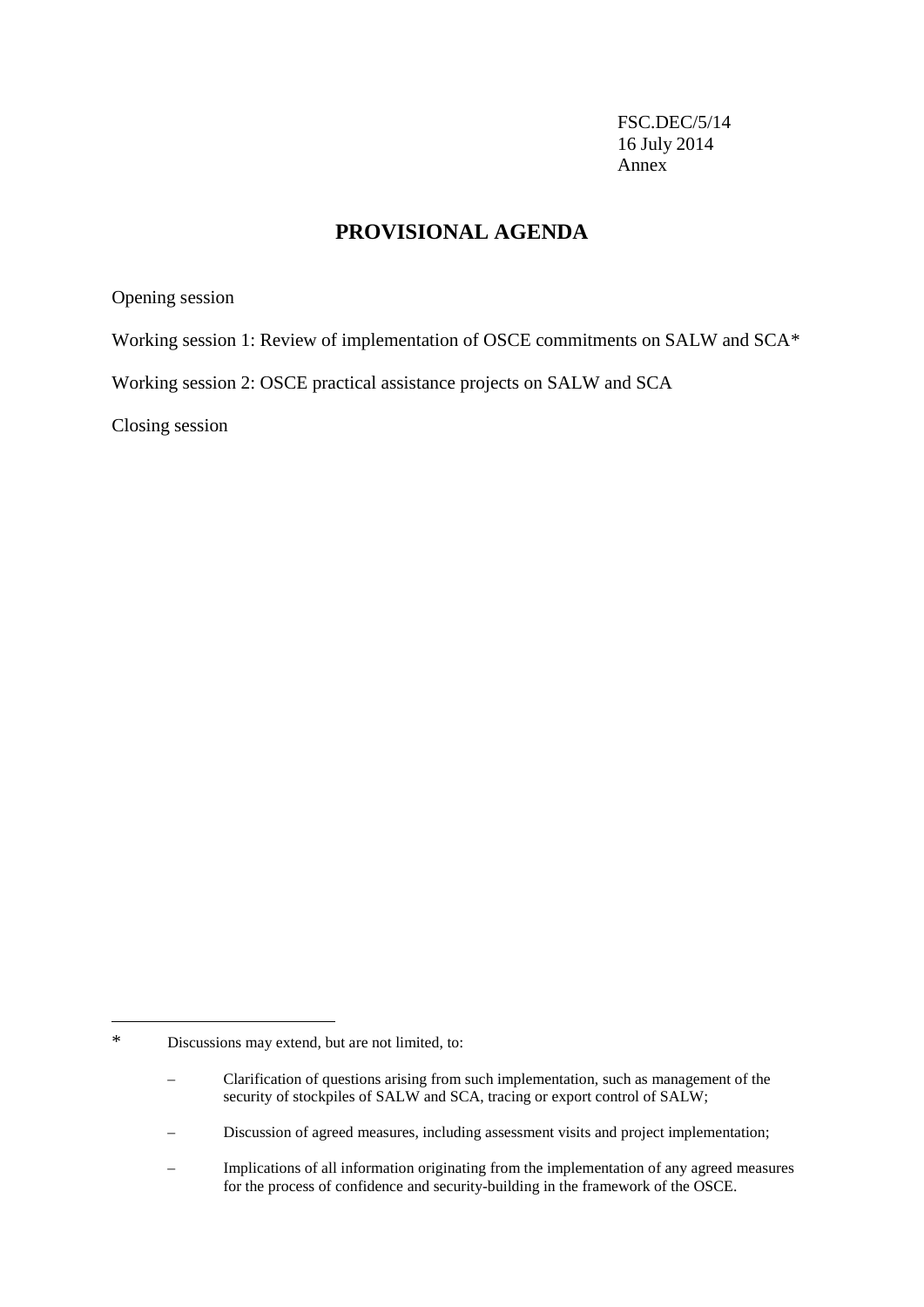FSC.DEC/5/14
16 July 2014
Annex

# PROVISIONAL AGENDA

Opening session

Working session 1: Review of implementation of OSCE commitments on SALW and SCA*

Working session 2: OSCE practical assistance projects on SALW and SCA

Closing session

---

\* Discussions may extend, but are not limited, to:

- Clarification of questions arising from such implementation, such as management of the security of stockpiles of SALW and SCA, tracing or export control of SALW;
- Discussion of agreed measures, including assessment visits and project implementation;
- Implications of all information originating from the implementation of any agreed measures for the process of confidence and security-building in the framework of the OSCE.